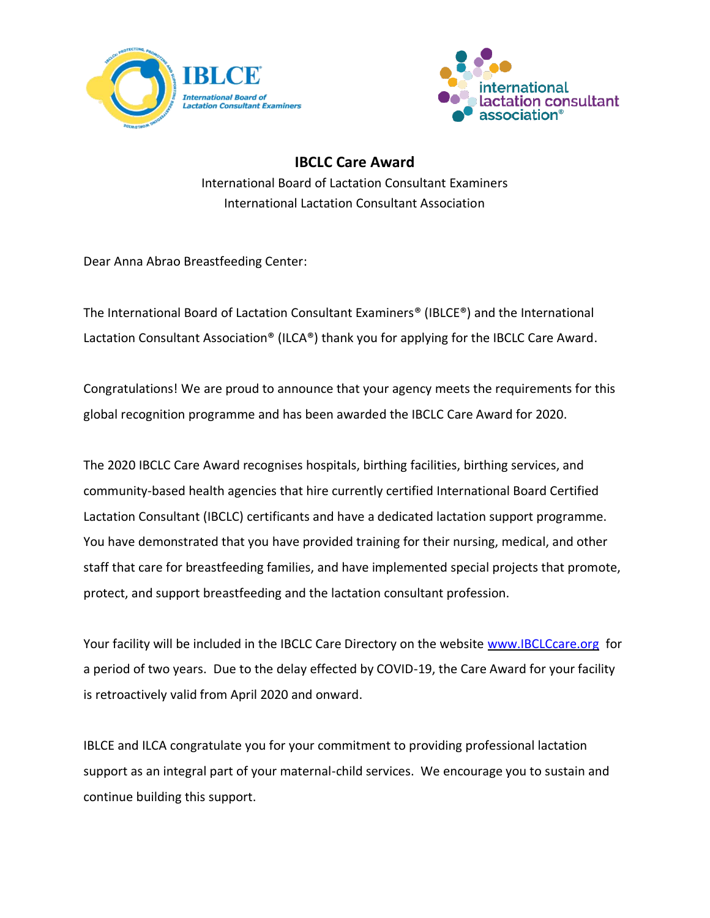# IBCLC Care Award

International Board of Lactation Consultant Examiners
International Lactation Consultant Association

Dear Anna Abrao Breastfeeding Center:

The International Board of Lactation Consultant Examiners® (IBLCE®) and the International Lactation Consultant Association® (ILCA®) thank you for applying for the IBCLC Care Award.

Congratulations! We are proud to announce that your agency meets the requirements for this global recognition programme and has been awarded the IBCLC Care Award for 2020.

The 2020 IBCLC Care Award recognises hospitals, birthing facilities, birthing services, and community-based health agencies that hire currently certified International Board Certified Lactation Consultant (IBCLC) certificants and have a dedicated lactation support programme. You have demonstrated that you have provided training for their nursing, medical, and other staff that care for breastfeeding families, and have implemented special projects that promote, protect, and support breastfeeding and the lactation consultant profession.

Your facility will be included in the IBCLC Care Directory on the website [www.IBCLCcare.org](http://www.IBCLCcare.org) for a period of two years. Due to the delay effected by COVID-19, the Care Award for your facility is retroactively valid from April 2020 and onward.

IBLCE and ILCA congratulate you for your commitment to providing professional lactation support as an integral part of your maternal-child services. We encourage you to sustain and continue building this support.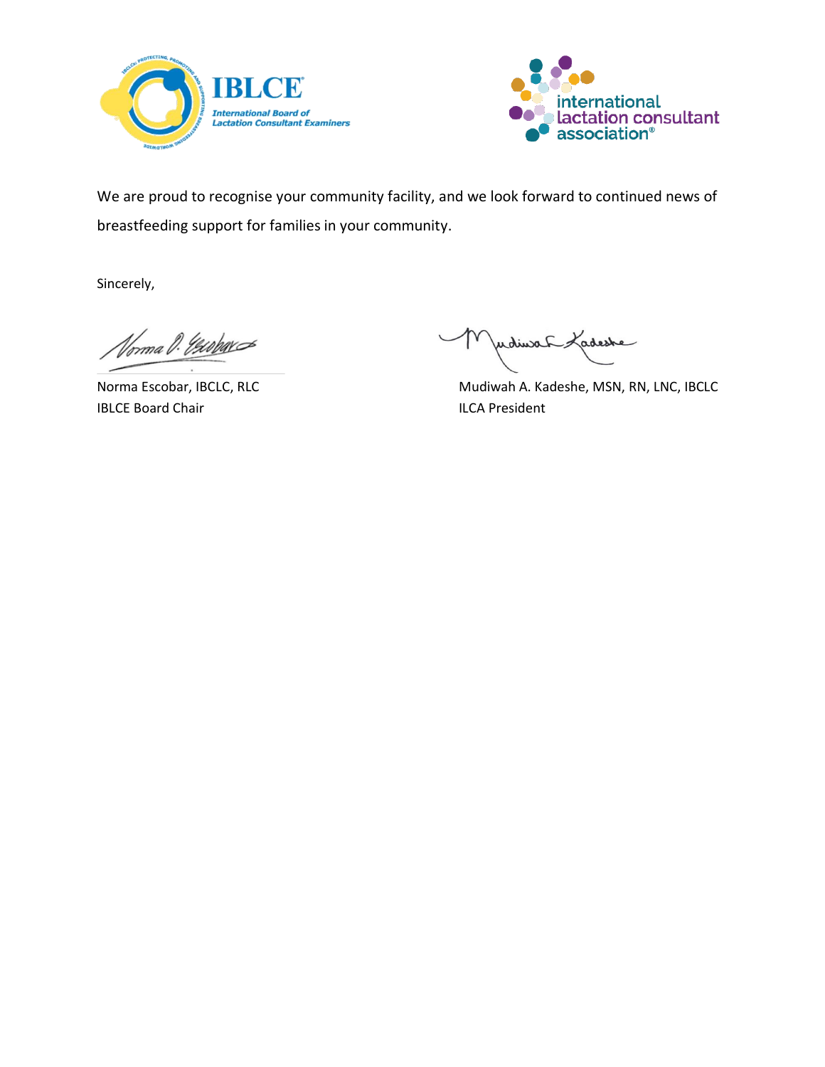We are proud to recognise your community facility, and we look forward to continued news of breastfeeding support for families in your community.

Sincerely,

| | |
|---|---|
| Norma Escobar, IBCLC, RLC | Mudiwah A. Kadeshe, MSN, RN, LNC, IBCLC |
| IBLCE Board Chair | ILCA President |